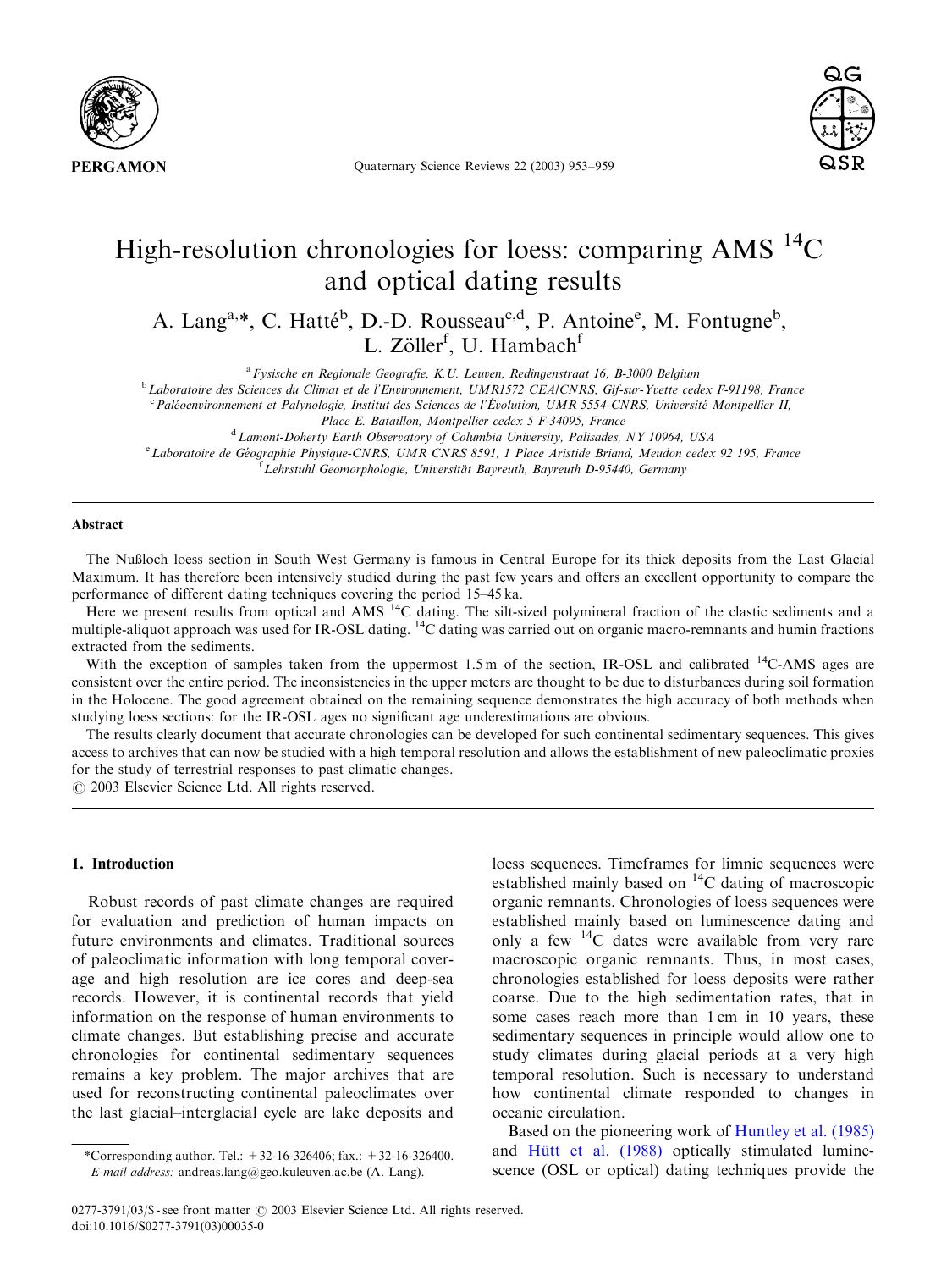# High-resolution chronologies for loess: comparing AMS $^{14}C$ and optical dating results

A. Lang[a,*], C. Hatté[b], D.-D. Rousseau[c,d], P. Antoine[e], M. Fontugne[b], L. Zöller[f], U. Hambach[f]

[a] Fysische en Regionale Geografie, K.U. Leuven, Redingenstraat 16, B-3000 Belgium

[b] Laboratoire des Sciences du Climat et de l'Environnement, UMR1572 CEA/CNRS, Gif-sur-Yvette cedex F-91198, France

[c] Paléoenvironnement et Palynologie, Institut des Sciences de l'Évolution, UMR 5554-CNRS, Université Montpellier II, Place E. Bataillon, Montpellier cedex 5 F-34095, France

[d] Lamont-Doherty Earth Observatory of Columbia University, Palisades, NY 10964, USA

[e] Laboratoire de Géographie Physique-CNRS, UMR CNRS 8591, 1 Place Aristide Briand, Meudon cedex 92 195, France

[f] Lehrstuhl Geomorphologie, Universität Bayreuth, Bayreuth D-95440, Germany

## Abstract

The Nußloch loess section in South West Germany is famous in Central Europe for its thick deposits from the Last Glacial Maximum. It has therefore been intensively studied during the past few years and offers an excellent opportunity to compare the performance of different dating techniques covering the period 15–45 ka.

Here we present results from optical and AMS $^{14}C$ dating. The silt-sized polymineral fraction of the clastic sediments and a multiple-aliquot approach was used for IR-OSL dating. $^{14}C$ dating was carried out on organic macro-remnants and humin fractions extracted from the sediments.

With the exception of samples taken from the uppermost 1.5 m of the section, IR-OSL and calibrated $^{14}C$-AMS ages are consistent over the entire period. The inconsistencies in the upper meters are thought to be due to disturbances during soil formation in the Holocene. The good agreement obtained on the remaining sequence demonstrates the high accuracy of both methods when studying loess sections: for the IR-OSL ages no significant age underestimations are obvious.

The results clearly document that accurate chronologies can be developed for such continental sedimentary sequences. This gives access to archives that can now be studied with a high temporal resolution and allows the establishment of new paleoclimatic proxies for the study of terrestrial responses to past climatic changes.

© 2003 Elsevier Science Ltd. All rights reserved.

## 1. Introduction

Robust records of past climate changes are required for evaluation and prediction of human impacts on future environments and climates. Traditional sources of paleoclimatic information with long temporal coverage and high resolution are ice cores and deep-sea records. However, it is continental records that yield information on the response of human environments to climate changes. But establishing precise and accurate chronologies for continental sedimentary sequences remains a key problem. The major archives that are used for reconstructing continental paleoclimates over the last glacial–interglacial cycle are lake deposits and loess sequences. Timeframes for limnic sequences were established mainly based on $^{14}C$ dating of macroscopic organic remnants. Chronologies of loess sequences were established mainly based on luminescence dating and only a few $^{14}C$ dates were available from very rare macroscopic organic remnants. Thus, in most cases, chronologies established for loess deposits were rather coarse. Due to the high sedimentation rates, that in some cases reach more than 1 cm in 10 years, these sedimentary sequences in principle would allow one to study climates during glacial periods at a very high temporal resolution. Such is necessary to understand how continental climate responded to changes in oceanic circulation.

Based on the pioneering work of Huntley et al. (1985) and Hütt et al. (1988) optically stimulated luminescence (OSL or optical) dating techniques provide the

*Corresponding author. Tel.: +32-16-326406; fax.: +32-16-326400. *E-mail address:* andreas.lang@geo.kuleuven.ac.be (A. Lang).

0277-3791/03/$ - see front matter © 2003 Elsevier Science Ltd. All rights reserved.
doi:10.1016/S0277-3791(03)00035-0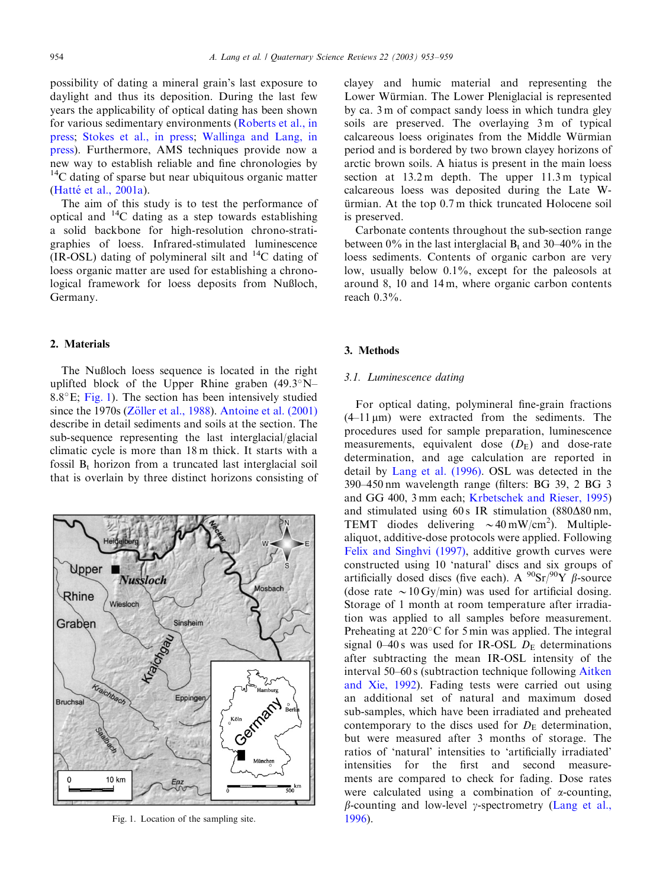possibility of dating a mineral grain's last exposure to daylight and thus its deposition. During the last few years the applicability of optical dating has been shown for various sedimentary environments (Roberts et al., in press; Stokes et al., in press; Wallinga and Lang, in press). Furthermore, AMS techniques provide now a new way to establish reliable and fine chronologies by $^{14}$C dating of sparse but near ubiquitous organic matter (Hatté et al., 2001a).

The aim of this study is to test the performance of optical and $^{14}$C dating as a step towards establishing a solid backbone for high-resolution chrono-stratigraphies of loess. Infrared-stimulated luminescence (IR-OSL) dating of polymineral silt and $^{14}$C dating of loess organic matter are used for establishing a chronological framework for loess deposits from Nußloch, Germany.

## 2. Materials

The Nußloch loess sequence is located in the right uplifted block of the Upper Rhine graben (49.3°N–8.8°E; Fig. 1). The section has been intensively studied since the 1970s (Zöller et al., 1988). Antoine et al. (2001) describe in detail sediments and soils at the section. The sub-sequence representing the last interglacial/glacial climatic cycle is more than 18 m thick. It starts with a fossil $B_t$ horizon from a truncated last interglacial soil that is overlain by three distinct horizons consisting of clayey and humic material and representing the Lower Würmian. The Lower Pleniglacial is represented by ca. 3 m of compact sandy loess in which tundra gley soils are preserved. The overlaying 3 m of typical calcareous loess originates from the Middle Würmian period and is bordered by two brown clayey horizons of arctic brown soils. A hiatus is present in the main loess section at 13.2 m depth. The upper 11.3 m typical calcareous loess was deposited during the Late Würmian. At the top 0.7 m thick truncated Holocene soil is preserved.

Fig. 1. Location of the sampling site.

Carbonate contents throughout the sub-section range between 0% in the last interglacial $B_t$ and 30–40% in the loess sediments. Contents of organic carbon are very low, usually below 0.1%, except for the paleosols at around 8, 10 and 14 m, where organic carbon contents reach 0.3%.

## 3. Methods

### 3.1. Luminescence dating

For optical dating, polymineral fine-grain fractions (4–11 μm) were extracted from the sediments. The procedures used for sample preparation, luminescence measurements, equivalent dose ($D_E$) and dose-rate determination, and age calculation are reported in detail by Lang et al. (1996). OSL was detected in the 390–450 nm wavelength range (filters: BG 39, 2 BG 3 and GG 400, 3 mm each; Krbetschek and Rieser, 1995) and stimulated using 60 s IR stimulation (880Δ80 nm, TEMT diodes delivering ~40 mW/cm$^2$). Multiple-aliquot, additive-dose protocols were applied. Following Felix and Singhvi (1997), additive growth curves were constructed using 10 'natural' discs and six groups of artificially dosed discs (five each). A $^{90}$Sr/$^{90}$Y β-source (dose rate ~10 Gy/min) was used for artificial dosing. Storage of 1 month at room temperature after irradiation was applied to all samples before measurement. Preheating at 220°C for 5 min was applied. The integral signal 0–40 s was used for IR-OSL $D_E$ determinations after subtracting the mean IR-OSL intensity of the interval 50–60 s (subtraction technique following Aitken and Xie, 1992). Fading tests were carried out using an additional set of natural and maximum dosed sub-samples, which have been irradiated and preheated contemporary to the discs used for $D_E$ determination, but were measured after 3 months of storage. The ratios of 'natural' intensities to 'artificially irradiated' intensities for the first and second measurements are compared to check for fading. Dose rates were calculated using a combination of α-counting, β-counting and low-level γ-spectrometry (Lang et al., 1996).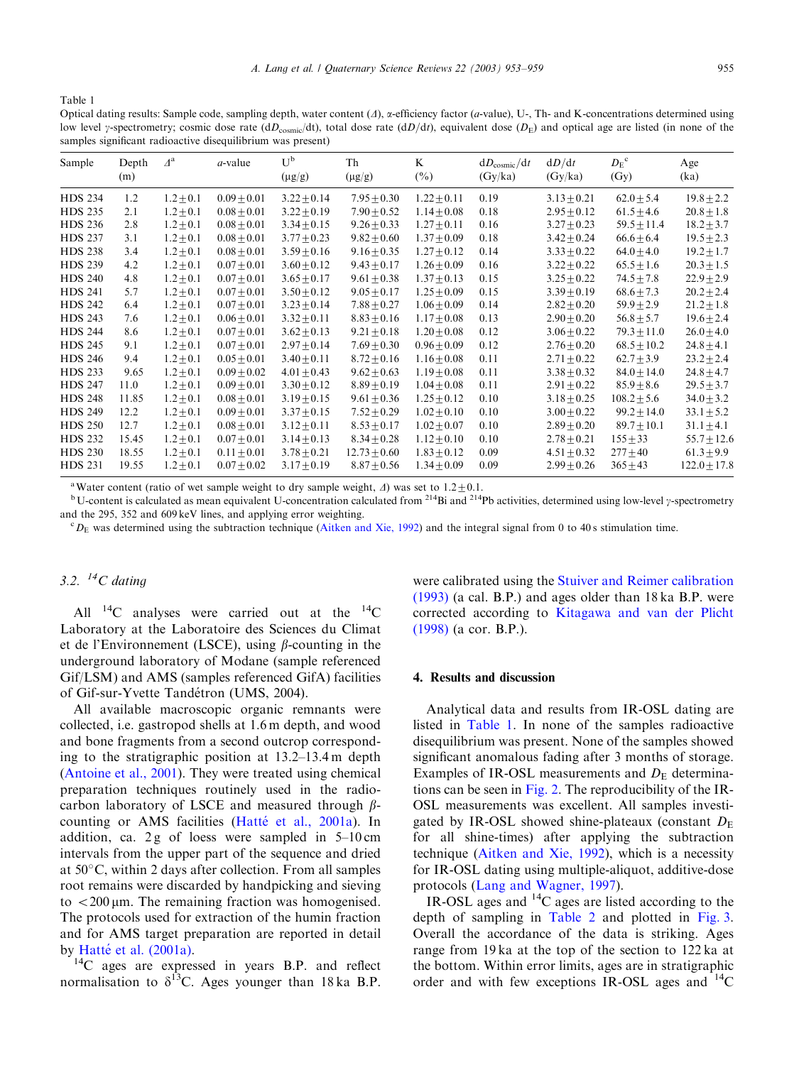Table 1

Optical dating results: Sample code, sampling depth, water content ($\Delta$), α-efficiency factor (*a*-value), U-, Th- and K-concentrations determined using low level γ-spectrometry; cosmic dose rate ($dD_{cosmic}/dt$), total dose rate ($dD/dt$), equivalent dose ($D_E$) and optical age are listed (in none of the samples significant radioactive disequilibrium was present)

| Sample | Depth (m) | $\Delta$[a] | *a*-value | U[b] (µg/g) | Th (µg/g) | K (%) | $dD_{cosmic}/dt$ (Gy/ka) | $dD/dt$ (Gy/ka) | $D_E$[c] (Gy) | Age (ka) |
|---|---|---|---|---|---|---|---|---|---|---|
| HDS 234 | 1.2 | 1.2±0.1 | 0.09±0.01 | 3.22±0.14 | 7.95±0.30 | 1.22±0.11 | 0.19 | 3.13±0.21 | 62.0±5.4 | 19.8±2.2 |
| HDS 235 | 2.1 | 1.2±0.1 | 0.08±0.01 | 3.22±0.19 | 7.90±0.52 | 1.14±0.08 | 0.18 | 2.95±0.12 | 61.5±4.6 | 20.8±1.8 |
| HDS 236 | 2.8 | 1.2±0.1 | 0.08±0.01 | 3.34±0.15 | 9.26±0.33 | 1.27±0.11 | 0.16 | 3.27±0.23 | 59.5±11.4 | 18.2±3.7 |
| HDS 237 | 3.1 | 1.2±0.1 | 0.08±0.01 | 3.77±0.23 | 9.82±0.60 | 1.37±0.09 | 0.18 | 3.42±0.24 | 66.6±6.4 | 19.5±2.3 |
| HDS 238 | 3.4 | 1.2±0.1 | 0.08±0.01 | 3.59±0.16 | 9.16±0.35 | 1.27±0.12 | 0.14 | 3.33±0.22 | 64.0±4.0 | 19.2±1.7 |
| HDS 239 | 4.2 | 1.2±0.1 | 0.07±0.01 | 3.60±0.12 | 9.43±0.17 | 1.26±0.09 | 0.16 | 3.22±0.22 | 65.5±1.6 | 20.3±1.5 |
| HDS 240 | 4.8 | 1.2±0.1 | 0.07±0.01 | 3.65±0.17 | 9.61±0.38 | 1.37±0.13 | 0.15 | 3.25±0.22 | 74.5±7.8 | 22.9±2.9 |
| HDS 241 | 5.7 | 1.2±0.1 | 0.07±0.01 | 3.50±0.12 | 9.05±0.17 | 1.25±0.09 | 0.15 | 3.39±0.19 | 68.6±7.3 | 20.2±2.4 |
| HDS 242 | 6.4 | 1.2±0.1 | 0.07±0.01 | 3.23±0.14 | 7.88±0.27 | 1.06±0.09 | 0.14 | 2.82±0.20 | 59.9±2.9 | 21.2±1.8 |
| HDS 243 | 7.6 | 1.2±0.1 | 0.06±0.01 | 3.32±0.11 | 8.83±0.16 | 1.17±0.08 | 0.13 | 2.90±0.20 | 56.8±5.7 | 19.6±2.4 |
| HDS 244 | 8.6 | 1.2±0.1 | 0.07±0.01 | 3.62±0.13 | 9.21±0.18 | 1.20±0.08 | 0.12 | 3.06±0.22 | 79.3±11.0 | 26.0±4.0 |
| HDS 245 | 9.1 | 1.2±0.1 | 0.07±0.01 | 2.97±0.14 | 7.69±0.30 | 0.96±0.09 | 0.12 | 2.76±0.20 | 68.5±10.2 | 24.8±4.1 |
| HDS 246 | 9.4 | 1.2±0.1 | 0.05±0.01 | 3.40±0.11 | 8.72±0.16 | 1.16±0.08 | 0.11 | 2.71±0.22 | 62.7±3.9 | 23.2±2.4 |
| HDS 233 | 9.65 | 1.2±0.1 | 0.09±0.02 | 4.01±0.43 | 9.62±0.63 | 1.19±0.08 | 0.11 | 3.38±0.32 | 84.0±14.0 | 24.8±4.7 |
| HDS 247 | 11.0 | 1.2±0.1 | 0.09±0.01 | 3.30±0.12 | 8.89±0.19 | 1.04±0.08 | 0.11 | 2.91±0.22 | 85.9±8.6 | 29.5±3.7 |
| HDS 248 | 11.85 | 1.2±0.1 | 0.08±0.01 | 3.19±0.15 | 9.61±0.36 | 1.25±0.12 | 0.10 | 3.18±0.25 | 108.2±5.6 | 34.0±3.2 |
| HDS 249 | 12.2 | 1.2±0.1 | 0.09±0.01 | 3.37±0.15 | 7.52±0.29 | 1.02±0.10 | 0.10 | 3.00±0.22 | 99.2±14.0 | 33.1±5.2 |
| HDS 250 | 12.7 | 1.2±0.1 | 0.08±0.01 | 3.12±0.11 | 8.53±0.17 | 1.02±0.07 | 0.10 | 2.89±0.20 | 89.7±10.1 | 31.1±4.1 |
| HDS 232 | 15.45 | 1.2±0.1 | 0.07±0.01 | 3.14±0.13 | 8.34±0.28 | 1.12±0.10 | 0.10 | 2.78±0.21 | 155±33 | 55.7±12.6 |
| HDS 230 | 18.55 | 1.2±0.1 | 0.11±0.01 | 3.78±0.21 | 12.73±0.60 | 1.83±0.12 | 0.09 | 4.51±0.32 | 277±40 | 61.3±9.9 |
| HDS 231 | 19.55 | 1.2±0.1 | 0.07±0.02 | 3.17±0.19 | 8.87±0.56 | 1.34±0.09 | 0.09 | 2.99±0.26 | 365±43 | 122.0±17.8 |

[a] Water content (ratio of wet sample weight to dry sample weight, $\Delta$) was set to 1.2±0.1.

[b] U-content is calculated as mean equivalent U-concentration calculated from $^{214}$Bi and $^{214}$Pb activities, determined using low-level γ-spectrometry and the 295, 352 and 609 keV lines, and applying error weighting.

[c] $D_E$ was determined using the subtraction technique (Aitken and Xie, 1992) and the integral signal from 0 to 40 s stimulation time.

### 3.2. $^{14}$C dating

All $^{14}$C analyses were carried out at the $^{14}$C Laboratory at the Laboratoire des Sciences du Climat et de l'Environnement (LSCE), using β-counting in the underground laboratory of Modane (sample referenced Gif/LSM) and AMS (samples referenced GifA) facilities of Gif-sur-Yvette Tandétron (UMS, 2004).

All available macroscopic organic remnants were collected, i.e. gastropod shells at 1.6 m depth, and wood and bone fragments from a second outcrop corresponding to the stratigraphic position at 13.2–13.4 m depth (Antoine et al., 2001). They were treated using chemical preparation techniques routinely used in the radiocarbon laboratory of LSCE and measured through β-counting or AMS facilities (Hatté et al., 2001a). In addition, ca. 2 g of loess were sampled in 5–10 cm intervals from the upper part of the sequence and dried at 50°C, within 2 days after collection. From all samples root remains were discarded by handpicking and sieving to <200 µm. The remaining fraction was homogenised. The protocols used for extraction of the humin fraction and for AMS target preparation are reported in detail by Hatté et al. (2001a).

$^{14}$C ages are expressed in years B.P. and reflect normalisation to $\delta^{13}$C. Ages younger than 18 ka B.P. were calibrated using the Stuiver and Reimer calibration (1993) (a cal. B.P.) and ages older than 18 ka B.P. were corrected according to Kitagawa and van der Plicht (1998) (a cor. B.P.).

## 4. Results and discussion

Analytical data and results from IR-OSL dating are listed in Table 1. In none of the samples radioactive disequilibrium was present. None of the samples showed significant anomalous fading after 3 months of storage. Examples of IR-OSL measurements and $D_E$ determinations can be seen in Fig. 2. The reproducibility of the IR-OSL measurements was excellent. All samples investigated by IR-OSL showed shine-plateaux (constant $D_E$ for all shine-times) after applying the subtraction technique (Aitken and Xie, 1992), which is a necessity for IR-OSL dating using multiple-aliquot, additive-dose protocols (Lang and Wagner, 1997).

IR-OSL ages and $^{14}$C ages are listed according to the depth of sampling in Table 2 and plotted in Fig. 3. Overall the accordance of the data is striking. Ages range from 19 ka at the top of the section to 122 ka at the bottom. Within error limits, ages are in stratigraphic order and with few exceptions IR-OSL ages and $^{14}$C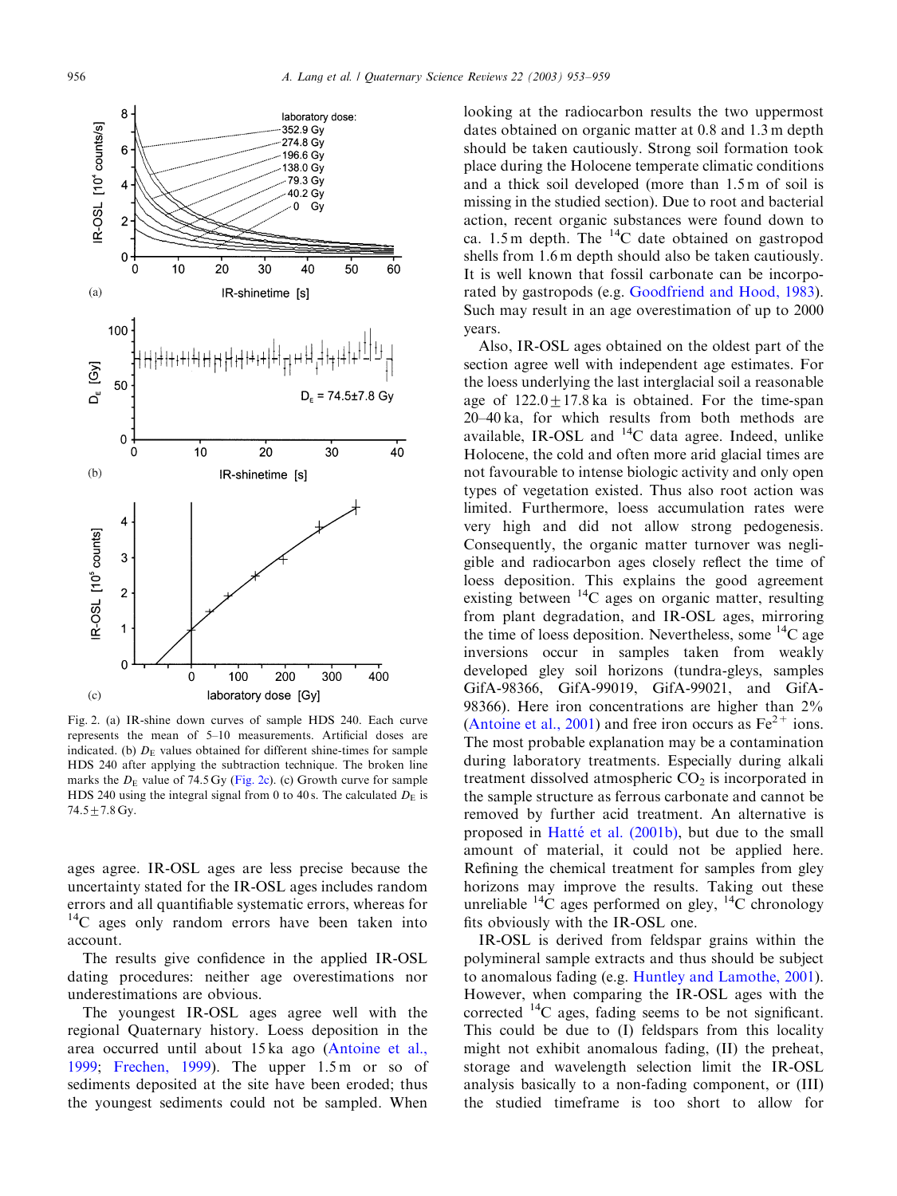Fig. 2. (a) IR-shine down curves of sample HDS 240. Each curve represents the mean of 5–10 measurements. Artificial doses are indicated. (b) $D_E$ values obtained for different shine-times for sample HDS 240 after applying the subtraction technique. The broken line marks the $D_E$ value of 74.5 Gy (Fig. 2c). (c) Growth curve for sample HDS 240 using the integral signal from 0 to 40 s. The calculated $D_E$ is 74.5±7.8 Gy.

ages agree. IR-OSL ages are less precise because the uncertainty stated for the IR-OSL ages includes random errors and all quantifiable systematic errors, whereas for $^{14}$C ages only random errors have been taken into account.

The results give confidence in the applied IR-OSL dating procedures: neither age overestimations nor underestimations are obvious.

The youngest IR-OSL ages agree well with the regional Quaternary history. Loess deposition in the area occurred until about 15 ka ago (Antoine et al., 1999; Frechen, 1999). The upper 1.5 m or so of sediments deposited at the site have been eroded; thus the youngest sediments could not be sampled. When looking at the radiocarbon results the two uppermost dates obtained on organic matter at 0.8 and 1.3 m depth should be taken cautiously. Strong soil formation took place during the Holocene temperate climatic conditions and a thick soil developed (more than 1.5 m of soil is missing in the studied section). Due to root and bacterial action, recent organic substances were found down to ca. 1.5 m depth. The $^{14}$C date obtained on gastropod shells from 1.6 m depth should also be taken cautiously. It is well known that fossil carbonate can be incorporated by gastropods (e.g. Goodfriend and Hood, 1983). Such may result in an age overestimation of up to 2000 years.

Also, IR-OSL ages obtained on the oldest part of the section agree well with independent age estimates. For the loess underlying the last interglacial soil a reasonable age of 122.0±17.8 ka is obtained. For the time-span 20–40 ka, for which results from both methods are available, IR-OSL and $^{14}$C data agree. Indeed, unlike Holocene, the cold and often more arid glacial times are not favourable to intense biologic activity and only open types of vegetation existed. Thus also root action was limited. Furthermore, loess accumulation rates were very high and did not allow strong pedogenesis. Consequently, the organic matter turnover was negligible and radiocarbon ages closely reflect the time of loess deposition. This explains the good agreement existing between $^{14}$C ages on organic matter, resulting from plant degradation, and IR-OSL ages, mirroring the time of loess deposition. Nevertheless, some $^{14}$C age inversions occur in samples taken from weakly developed gley soil horizons (tundra-gleys, samples GifA-98366, GifA-99019, GifA-99021, and GifA-98366). Here iron concentrations are higher than 2% (Antoine et al., 2001) and free iron occurs as $Fe^{2+}$ ions. The most probable explanation may be a contamination during laboratory treatments. Especially during alkali treatment dissolved atmospheric $CO_2$ is incorporated in the sample structure as ferrous carbonate and cannot be removed by further acid treatment. An alternative is proposed in Hatté et al. (2001b), but due to the small amount of material, it could not be applied here. Refining the chemical treatment for samples from gley horizons may improve the results. Taking out these unreliable $^{14}$C ages performed on gley, $^{14}$C chronology fits obviously with the IR-OSL one.

IR-OSL is derived from feldspar grains within the polymineral sample extracts and thus should be subject to anomalous fading (e.g. Huntley and Lamothe, 2001). However, when comparing the IR-OSL ages with the corrected $^{14}$C ages, fading seems to be not significant. This could be due to (I) feldspars from this locality might not exhibit anomalous fading, (II) the preheat, storage and wavelength selection limit the IR-OSL analysis basically to a non-fading component, or (III) the studied timeframe is too short to allow for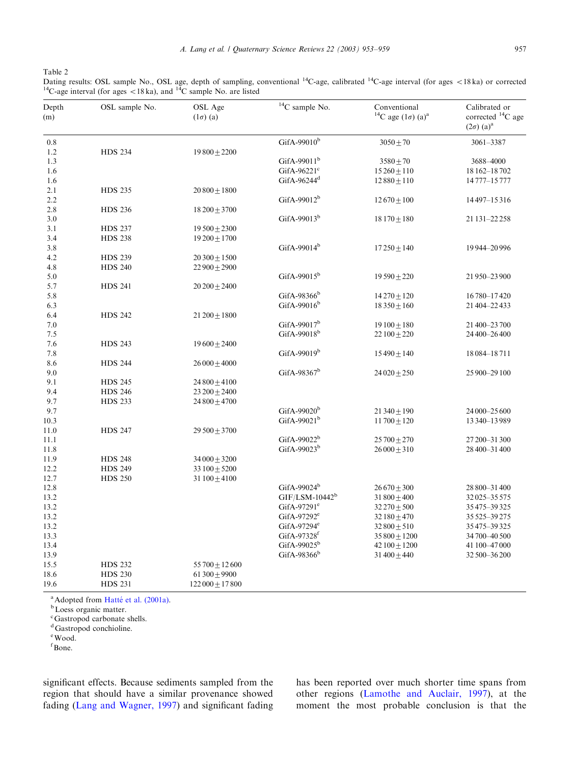Table 2
Dating results: OSL sample No., OSL age, depth of sampling, conventional $^{14}$C-age, calibrated $^{14}$C-age interval (for ages <18 ka) or corrected $^{14}$C-age interval (for ages <18 ka), and $^{14}$C sample No. are listed

| Depth (m) | OSL sample No. | OSL Age (1σ) (a) | $^{14}$C sample No. | Conventional $^{14}$C age (1σ) (a)[a] | Calibrated or corrected $^{14}$C age (2σ) (a)[a] |
|---|---|---|---|---|---|
| 0.8 | | | GifA-99010[b] | 3050±70 | 3061–3387 |
| 1.2 | HDS 234 | 19 800±2200 | | | |
| 1.3 | | | GifA-99011[b] | 3580±70 | 3688–4000 |
| 1.6 | | | GifA-96221[c] | 15 260±110 | 18 162–18 702 |
| 1.6 | | | GifA-96244[d] | 12 880±110 | 14 777–15 777 |
| 2.1 | HDS 235 | 20 800±1800 | | | |
| 2.2 | | | GifA-99012[b] | 12 670±100 | 14 497–15 316 |
| 2.8 | HDS 236 | 18 200±3700 | | | |
| 3.0 | | | GifA-99013[b] | 18 170±180 | 21 131–22 258 |
| 3.1 | HDS 237 | 19 500±2300 | | | |
| 3.4 | HDS 238 | 19 200±1700 | | | |
| 3.8 | | | GifA-99014[b] | 17 250±140 | 19 944–20 996 |
| 4.2 | HDS 239 | 20 300±1500 | | | |
| 4.8 | HDS 240 | 22 900±2900 | | | |
| 5.0 | | | GifA-99015[b] | 19 590±220 | 21 950–23 900 |
| 5.7 | HDS 241 | 20 200±2400 | | | |
| 5.8 | | | GifA-98366[b] | 14 270±120 | 16 780–17 420 |
| 6.3 | | | GifA-99016[b] | 18 350±160 | 21 404–22 433 |
| 6.4 | HDS 242 | 21 200±1800 | | | |
| 7.0 | | | GifA-99017[b] | 19 100±180 | 21 400–23 700 |
| 7.5 | | | GifA-99018[b] | 22 100±220 | 24 400–26 400 |
| 7.6 | HDS 243 | 19 600±2400 | | | |
| 7.8 | | | GifA-99019[b] | 15 490±140 | 18 084–18 711 |
| 8.6 | HDS 244 | 26 000±4000 | | | |
| 9.0 | | | GifA-98367[b] | 24 020±250 | 25 900–29 100 |
| 9.1 | HDS 245 | 24 800±4100 | | | |
| 9.4 | HDS 246 | 23 200±2400 | | | |
| 9.7 | HDS 233 | 24 800±4700 | | | |
| 9.7 | | | GifA-99020[b] | 21 340±190 | 24 000–25 600 |
| 10.3 | | | GifA-99021[b] | 11 700±120 | 13 340–13 989 |
| 11.0 | HDS 247 | 29 500±3700 | | | |
| 11.1 | | | GifA-99022[b] | 25 700±270 | 27 200–31 300 |
| 11.8 | | | GifA-99023[b] | 26 000±310 | 28 400–31 400 |
| 11.9 | HDS 248 | 34 000±3200 | | | |
| 12.2 | HDS 249 | 33 100±5200 | | | |
| 12.7 | HDS 250 | 31 100±4100 | | | |
| 12.8 | | | GifA-99024[b] | 26 670±300 | 28 800–31 400 |
| 13.2 | | | GIF/LSM-10442[b] | 31 800±400 | 32 025–35 575 |
| 13.2 | | | GifA-97291[e] | 32 270±500 | 35 475–39 325 |
| 13.2 | | | GifA-97292[e] | 32 180±470 | 35 525–39 275 |
| 13.2 | | | GifA-97294[e] | 32 800±510 | 35 475–39 325 |
| 13.3 | | | GifA-97328[f] | 35 800±1200 | 34 700–40 500 |
| 13.4 | | | GifA-99025[b] | 42 100±1200 | 41 100–47 000 |
| 13.9 | | | GifA-98366[b] | 31 400±440 | 32 500–36 200 |
| 15.5 | HDS 232 | 55 700±12 600 | | | |
| 18.6 | HDS 230 | 61 300±9900 | | | |
| 19.6 | HDS 231 | 122 000±17 800 | | | |

[a] Adopted from Hatté et al. (2001a).
[b] Loess organic matter.
[c] Gastropod carbonate shells.
[d] Gastropod conchioline.
[e] Wood.
[f] Bone.

significant effects. Because sediments sampled from the region that should have a similar provenance showed fading (Lang and Wagner, 1997) and significant fading has been reported over much shorter time spans from other regions (Lamothe and Auclair, 1997), at the moment the most probable conclusion is that the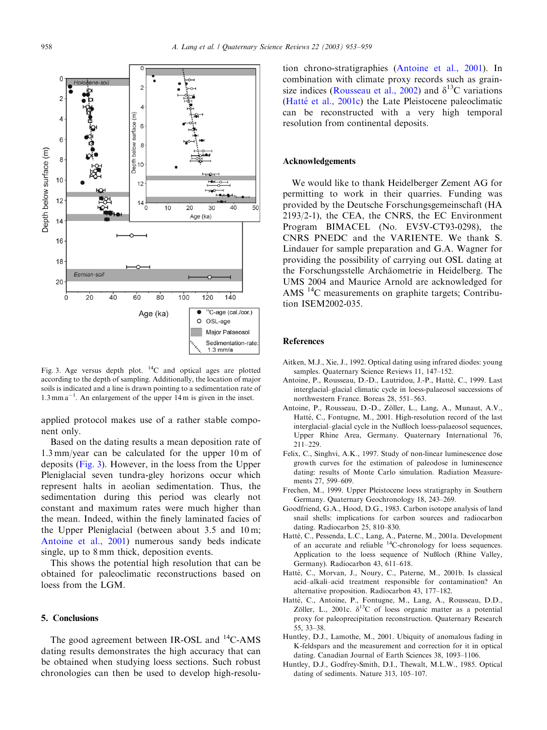Fig. 3. Age versus depth plot. $^{14}$C and optical ages are plotted according to the depth of sampling. Additionally, the location of major soils is indicated and a line is drawn pointing to a sedimentation rate of $1.3\,\mathrm{mm\,a^{-1}}$. An enlargement of the upper 14 m is given in the inset.

applied protocol makes use of a rather stable component only.

Based on the dating results a mean deposition rate of 1.3 mm/year can be calculated for the upper 10 m of deposits (Fig. 3). However, in the loess from the Upper Pleniglacial seven tundra-gley horizons occur which represent halts in aeolian sedimentation. Thus, the sedimentation during this period was clearly not constant and maximum rates were much higher than the mean. Indeed, within the finely laminated facies of the Upper Pleniglacial (between about 3.5 and 10 m; Antoine et al., 2001) numerous sandy beds indicate single, up to 8 mm thick, deposition events.

This shows the potential high resolution that can be obtained for paleoclimatic reconstructions based on loess from the LGM.

## 5. Conclusions

The good agreement between IR-OSL and $^{14}$C-AMS dating results demonstrates the high accuracy that can be obtained when studying loess sections. Such robust chronologies can then be used to develop high-resolution chrono-stratigraphies (Antoine et al., 2001). In combination with climate proxy records such as grain-size indices (Rousseau et al., 2002) and $\delta^{13}$C variations (Hatté et al., 2001c) the Late Pleistocene paleoclimatic can be reconstructed with a very high temporal resolution from continental deposits.

## Acknowledgements

We would like to thank Heidelberger Zement AG for permitting to work in their quarries. Funding was provided by the Deutsche Forschungsgemeinschaft (HA 2193/2-1), the CEA, the CNRS, the EC Environment Program BIMACEL (No. EV5V-CT93-0298), the CNRS PNEDC and the VARIENTE. We thank S. Lindauer for sample preparation and G.A. Wagner for providing the possibility of carrying out OSL dating at the Forschungsstelle Archäometrie in Heidelberg. The UMS 2004 and Maurice Arnold are acknowledged for AMS $^{14}$C measurements on graphite targets; Contribution ISEM2002-035.

## References

Aitken, M.J., Xie, J., 1992. Optical dating using infrared diodes: young samples. Quaternary Science Reviews 11, 147–152.

Antoine, P., Rousseau, D.-D., Lautridou, J.-P., Hatté, C., 1999. Last interglacial–glacial climatic cycle in loess-palaeosol successions of northwestern France. Boreas 28, 551–563.

Antoine, P., Rousseau, D.-D., Zöller, L., Lang, A., Munaut, A.V., Hatté, C., Fontugne, M., 2001. High-resolution record of the last interglacial–glacial cycle in the Nußloch loess-palaeosol sequences, Upper Rhine Area, Germany. Quaternary International 76, 211–229.

Felix, C., Singhvi, A.K., 1997. Study of non-linear luminescence dose growth curves for the estimation of paleodose in luminescence dating: results of Monte Carlo simulation. Radiation Measurements 27, 599–609.

Frechen, M., 1999. Upper Pleistocene loess stratigraphy in Southern Germany. Quaternary Geochronology 18, 243–269.

Goodfriend, G.A., Hood, D.G., 1983. Carbon isotope analysis of land snail shells: implications for carbon sources and radiocarbon dating. Radiocarbon 25, 810–830.

Hatté, C., Pessenda, L.C., Lang, A., Paterne, M., 2001a. Development of an accurate and reliable $^{14}$C-chronology for loess sequences. Application to the loess sequence of Nußloch (Rhine Valley, Germany). Radiocarbon 43, 611–618.

Hatté, C., Morvan, J., Noury, C., Paterne, M., 2001b. Is classical acid–alkali–acid treatment responsible for contamination? An alternative proposition. Radiocarbon 43, 177–182.

Hatté, C., Antoine, P., Fontugne, M., Lang, A., Rousseau, D.D., Zöller, L., 2001c. $\delta^{13}$C of loess organic matter as a potential proxy for paleoprecipitation reconstruction. Quaternary Research 55, 33–38.

Huntley, D.J., Lamothe, M., 2001. Ubiquity of anomalous fading in K-feldspars and the measurement and correction for it in optical dating. Canadian Journal of Earth Sciences 38, 1093–1106.

Huntley, D.J., Godfrey-Smith, D.I., Thewalt, M.L.W., 1985. Optical dating of sediments. Nature 313, 105–107.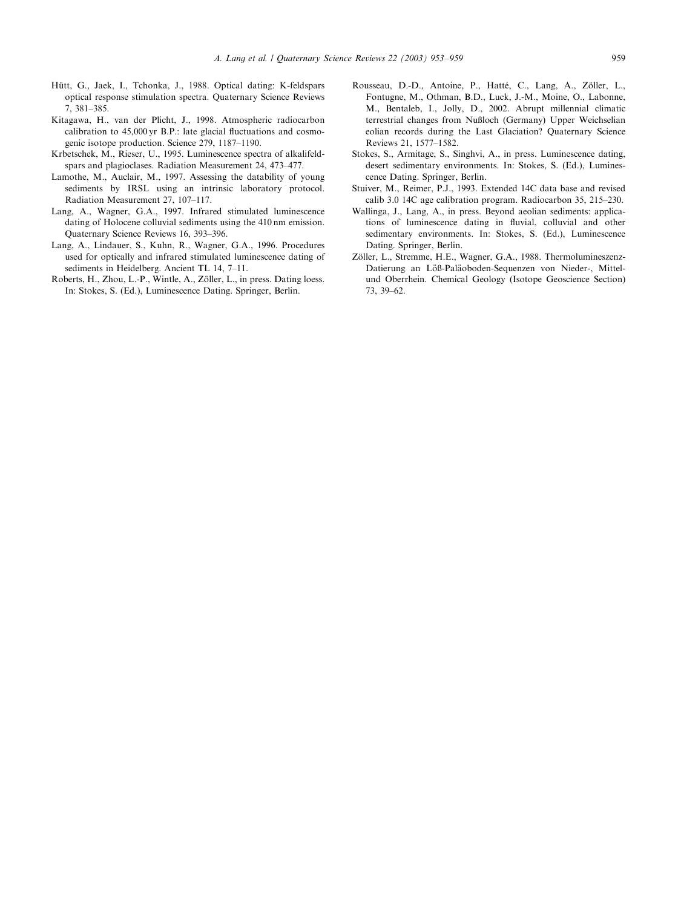Hütt, G., Jaek, I., Tchonka, J., 1988. Optical dating: K-feldspars optical response stimulation spectra. Quaternary Science Reviews 7, 381–385.

Kitagawa, H., van der Plicht, J., 1998. Atmospheric radiocarbon calibration to 45,000 yr B.P.: late glacial fluctuations and cosmogenic isotope production. Science 279, 1187–1190.

Krbetschek, M., Rieser, U., 1995. Luminescence spectra of alkalifeldspars and plagioclases. Radiation Measurement 24, 473–477.

Lamothe, M., Auclair, M., 1997. Assessing the datability of young sediments by IRSL using an intrinsic laboratory protocol. Radiation Measurement 27, 107–117.

Lang, A., Wagner, G.A., 1997. Infrared stimulated luminescence dating of Holocene colluvial sediments using the 410 nm emission. Quaternary Science Reviews 16, 393–396.

Lang, A., Lindauer, S., Kuhn, R., Wagner, G.A., 1996. Procedures used for optically and infrared stimulated luminescence dating of sediments in Heidelberg. Ancient TL 14, 7–11.

Roberts, H., Zhou, L.-P., Wintle, A., Zöller, L., in press. Dating loess. In: Stokes, S. (Ed.), Luminescence Dating. Springer, Berlin.

Rousseau, D.-D., Antoine, P., Hatté, C., Lang, A., Zöller, L., Fontugne, M., Othman, B.D., Luck, J.-M., Moine, O., Labonne, M., Bentaleb, I., Jolly, D., 2002. Abrupt millennial climatic terrestrial changes from Nußloch (Germany) Upper Weichselian eolian records during the Last Glaciation? Quaternary Science Reviews 21, 1577–1582.

Stokes, S., Armitage, S., Singhvi, A., in press. Luminescence dating, desert sedimentary environments. In: Stokes, S. (Ed.), Luminescence Dating. Springer, Berlin.

Stuiver, M., Reimer, P.J., 1993. Extended 14C data base and revised calib 3.0 14C age calibration program. Radiocarbon 35, 215–230.

Wallinga, J., Lang, A., in press. Beyond aeolian sediments: applications of luminescence dating in fluvial, colluvial and other sedimentary environments. In: Stokes, S. (Ed.), Luminescence Dating. Springer, Berlin.

Zöller, L., Stremme, H.E., Wagner, G.A., 1988. Thermolumineszenz-Datierung an Löß-Paläoboden-Sequenzen von Nieder-, Mittel- und Oberrhein. Chemical Geology (Isotope Geoscience Section) 73, 39–62.